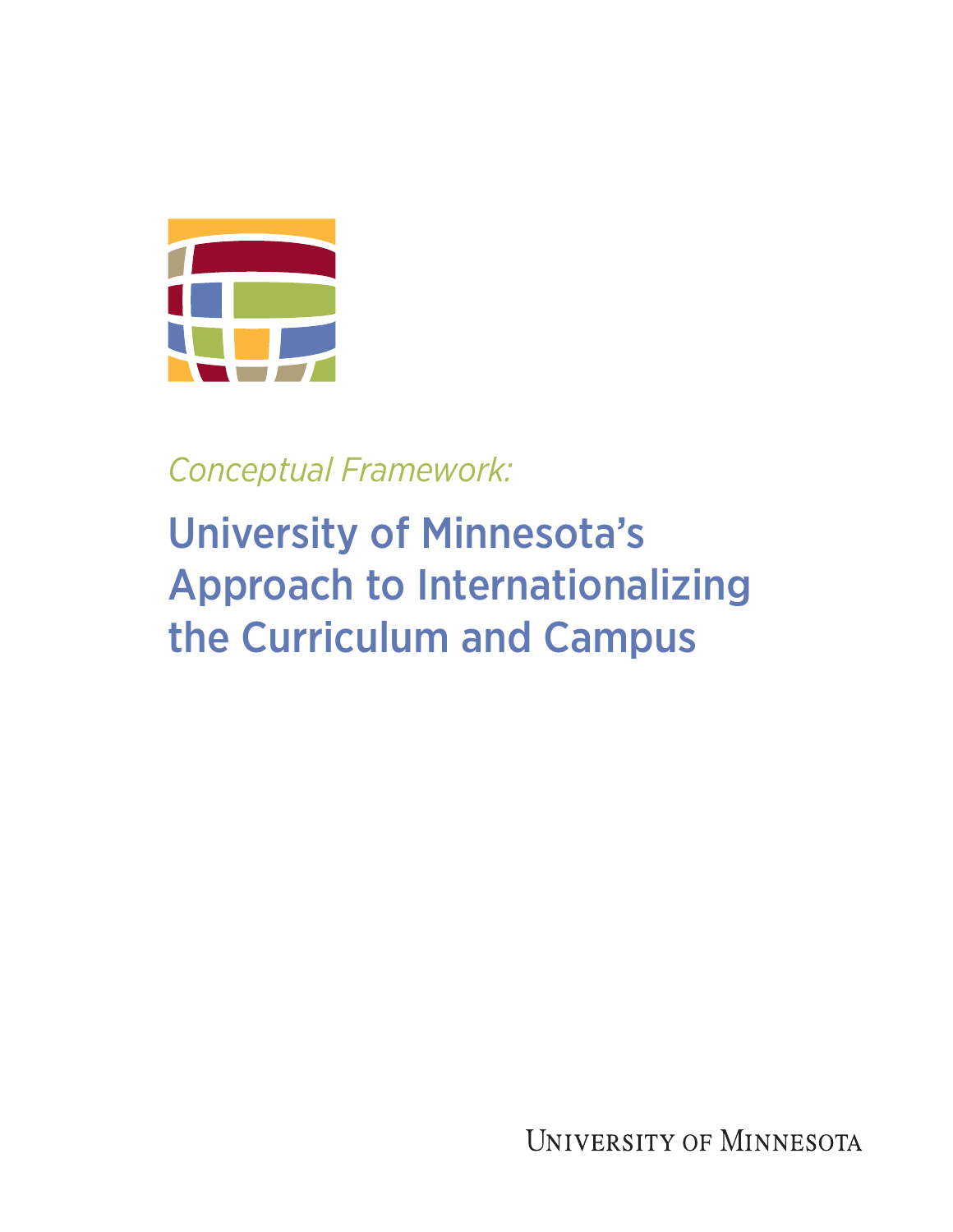*Conceptual Framework:*

# University of Minnesota's Approach to Internationalizing the Curriculum and Campus

University of Minnesota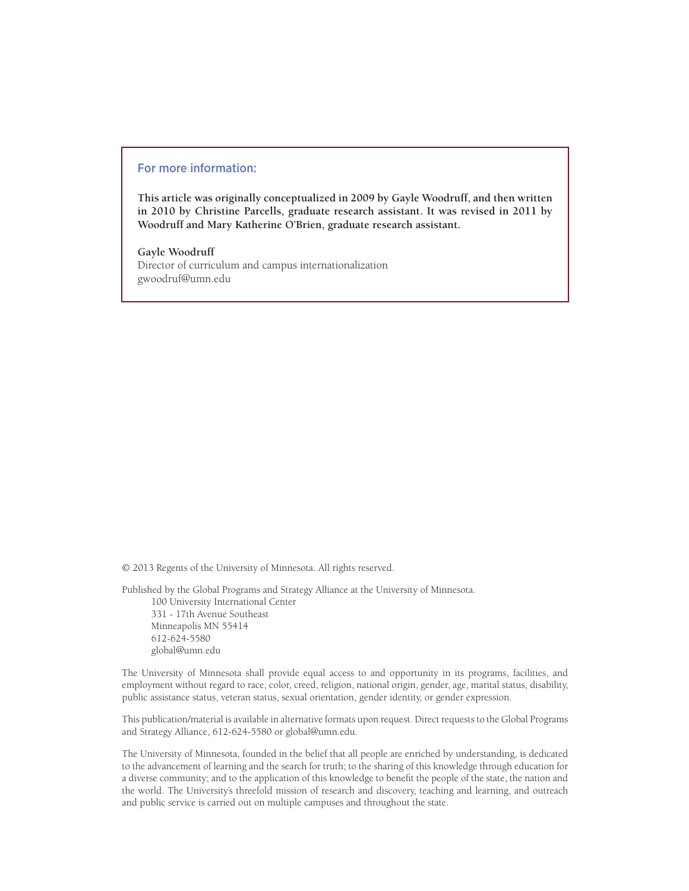## For more information:

**This article was originally conceptualized in 2009 by Gayle Woodruff, and then written in 2010 by Christine Parcells, graduate research assistant. It was revised in 2011 by Woodruff and Mary Katherine O'Brien, graduate research assistant.**

**Gayle Woodruff**
Director of curriculum and campus internationalization
gwoodruf@umn.edu

© 2013 Regents of the University of Minnesota. All rights reserved.

Published by the Global Programs and Strategy Alliance at the University of Minnesota.
100 University International Center
331 - 17th Avenue Southeast
Minneapolis MN 55414
612-624-5580
global@umn.edu

The University of Minnesota shall provide equal access to and opportunity in its programs, facilities, and employment without regard to race, color, creed, religion, national origin, gender, age, marital status, disability, public assistance status, veteran status, sexual orientation, gender identity, or gender expression.

This publication/material is available in alternative formats upon request. Direct requests to the Global Programs and Strategy Alliance, 612-624-5580 or global@umn.edu.

The University of Minnesota, founded in the belief that all people are enriched by understanding, is dedicated to the advancement of learning and the search for truth; to the sharing of this knowledge through education for a diverse community; and to the application of this knowledge to benefit the people of the state, the nation and the world. The University's threefold mission of research and discovery, teaching and learning, and outreach and public service is carried out on multiple campuses and throughout the state.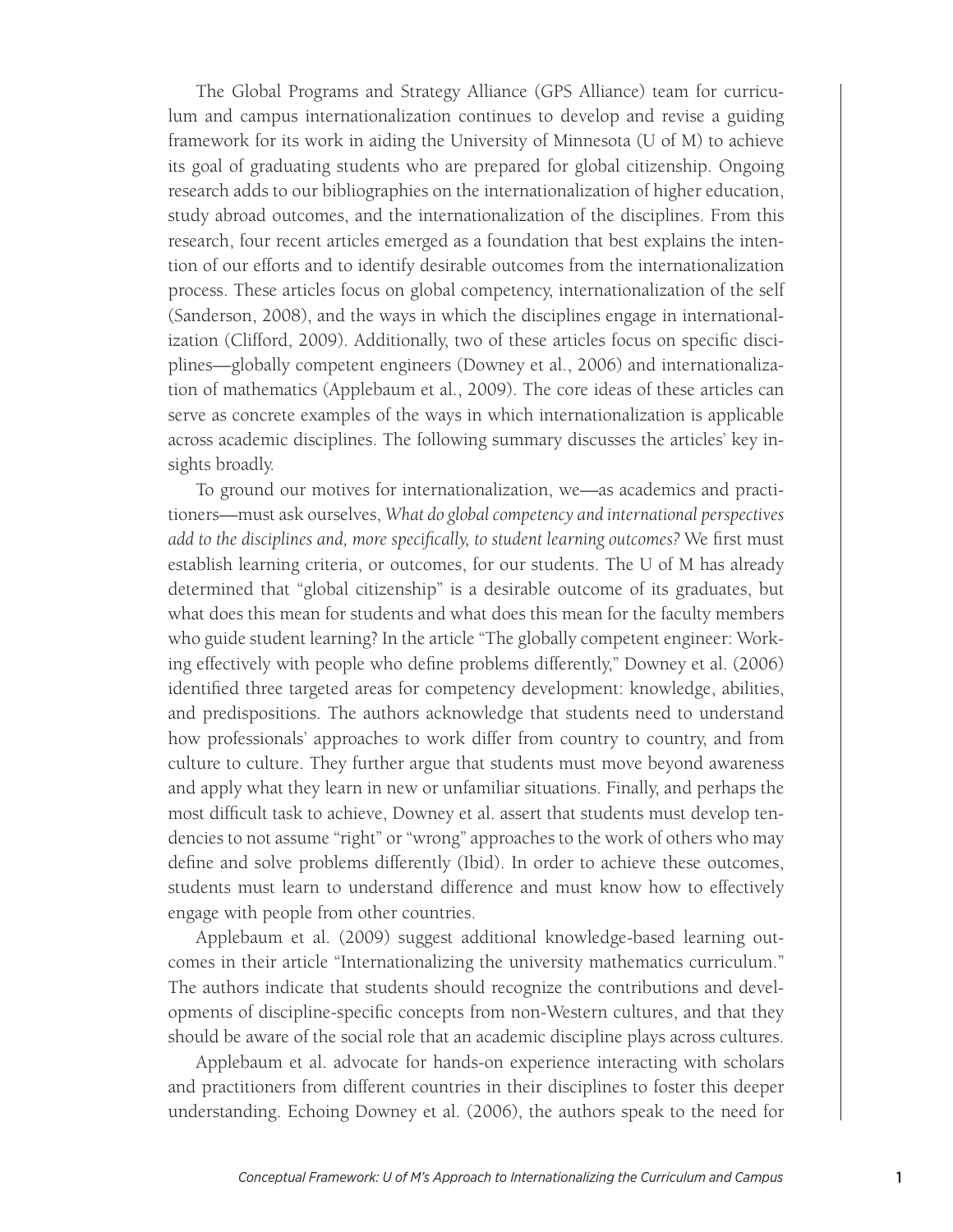The Global Programs and Strategy Alliance (GPS Alliance) team for curriculum and campus internationalization continues to develop and revise a guiding framework for its work in aiding the University of Minnesota (U of M) to achieve its goal of graduating students who are prepared for global citizenship. Ongoing research adds to our bibliographies on the internationalization of higher education, study abroad outcomes, and the internationalization of the disciplines. From this research, four recent articles emerged as a foundation that best explains the intention of our efforts and to identify desirable outcomes from the internationalization process. These articles focus on global competency, internationalization of the self (Sanderson, 2008), and the ways in which the disciplines engage in internationalization (Clifford, 2009). Additionally, two of these articles focus on specific disciplines—globally competent engineers (Downey et al., 2006) and internationalization of mathematics (Applebaum et al., 2009). The core ideas of these articles can serve as concrete examples of the ways in which internationalization is applicable across academic disciplines. The following summary discusses the articles' key insights broadly.

To ground our motives for internationalization, we—as academics and practitioners—must ask ourselves, *What do global competency and international perspectives add to the disciplines and, more specifically, to student learning outcomes?* We first must establish learning criteria, or outcomes, for our students. The U of M has already determined that "global citizenship" is a desirable outcome of its graduates, but what does this mean for students and what does this mean for the faculty members who guide student learning? In the article "The globally competent engineer: Working effectively with people who define problems differently," Downey et al. (2006) identified three targeted areas for competency development: knowledge, abilities, and predispositions. The authors acknowledge that students need to understand how professionals' approaches to work differ from country to country, and from culture to culture. They further argue that students must move beyond awareness and apply what they learn in new or unfamiliar situations. Finally, and perhaps the most difficult task to achieve, Downey et al. assert that students must develop tendencies to not assume "right" or "wrong" approaches to the work of others who may define and solve problems differently (Ibid). In order to achieve these outcomes, students must learn to understand difference and must know how to effectively engage with people from other countries.

Applebaum et al. (2009) suggest additional knowledge-based learning outcomes in their article "Internationalizing the university mathematics curriculum." The authors indicate that students should recognize the contributions and developments of discipline-specific concepts from non-Western cultures, and that they should be aware of the social role that an academic discipline plays across cultures.

Applebaum et al. advocate for hands-on experience interacting with scholars and practitioners from different countries in their disciplines to foster this deeper understanding. Echoing Downey et al. (2006), the authors speak to the need for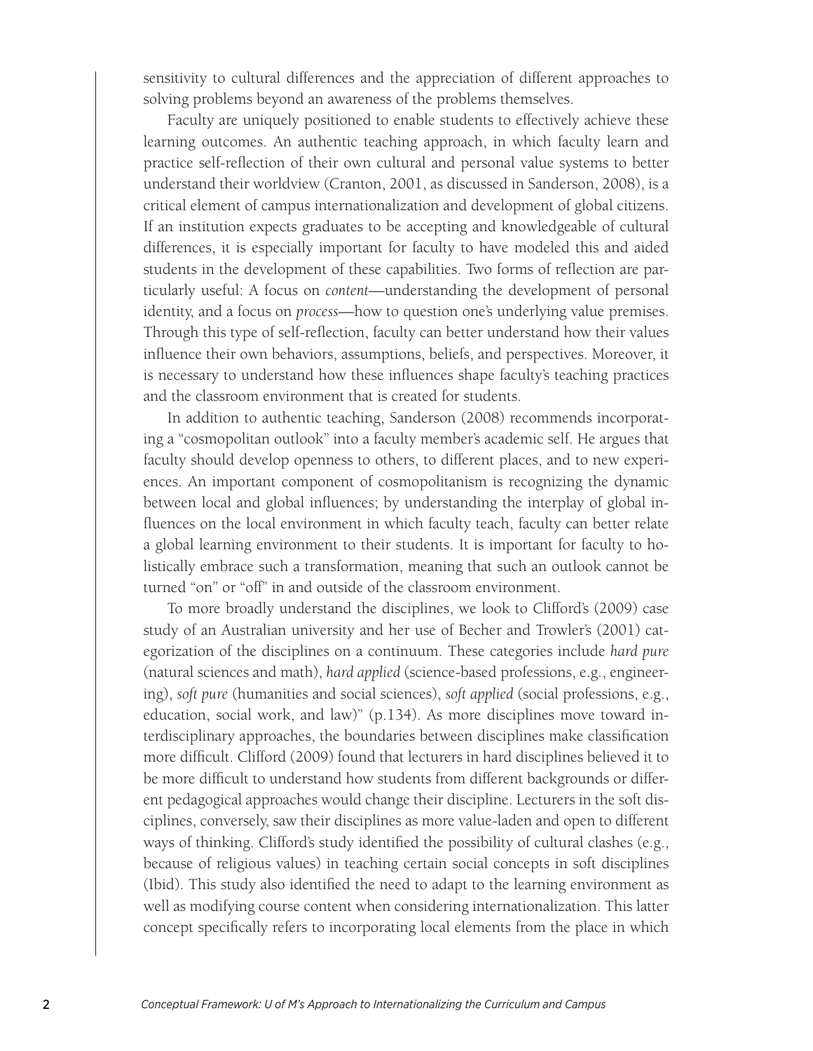sensitivity to cultural differences and the appreciation of different approaches to solving problems beyond an awareness of the problems themselves.

Faculty are uniquely positioned to enable students to effectively achieve these learning outcomes. An authentic teaching approach, in which faculty learn and practice self-reflection of their own cultural and personal value systems to better understand their worldview (Cranton, 2001, as discussed in Sanderson, 2008), is a critical element of campus internationalization and development of global citizens. If an institution expects graduates to be accepting and knowledgeable of cultural differences, it is especially important for faculty to have modeled this and aided students in the development of these capabilities. Two forms of reflection are particularly useful: A focus on *content*—understanding the development of personal identity, and a focus on *process*—how to question one's underlying value premises. Through this type of self-reflection, faculty can better understand how their values influence their own behaviors, assumptions, beliefs, and perspectives. Moreover, it is necessary to understand how these influences shape faculty's teaching practices and the classroom environment that is created for students.

In addition to authentic teaching, Sanderson (2008) recommends incorporating a "cosmopolitan outlook" into a faculty member's academic self. He argues that faculty should develop openness to others, to different places, and to new experiences. An important component of cosmopolitanism is recognizing the dynamic between local and global influences; by understanding the interplay of global influences on the local environment in which faculty teach, faculty can better relate a global learning environment to their students. It is important for faculty to holistically embrace such a transformation, meaning that such an outlook cannot be turned "on" or "off" in and outside of the classroom environment.

To more broadly understand the disciplines, we look to Clifford's (2009) case study of an Australian university and her use of Becher and Trowler's (2001) categorization of the disciplines on a continuum. These categories include *hard pure* (natural sciences and math), *hard applied* (science-based professions, e.g., engineering), *soft pure* (humanities and social sciences), *soft applied* (social professions, e.g., education, social work, and law)" (p.134). As more disciplines move toward interdisciplinary approaches, the boundaries between disciplines make classification more difficult. Clifford (2009) found that lecturers in hard disciplines believed it to be more difficult to understand how students from different backgrounds or different pedagogical approaches would change their discipline. Lecturers in the soft disciplines, conversely, saw their disciplines as more value-laden and open to different ways of thinking. Clifford's study identified the possibility of cultural clashes (e.g., because of religious values) in teaching certain social concepts in soft disciplines (Ibid). This study also identified the need to adapt to the learning environment as well as modifying course content when considering internationalization. This latter concept specifically refers to incorporating local elements from the place in which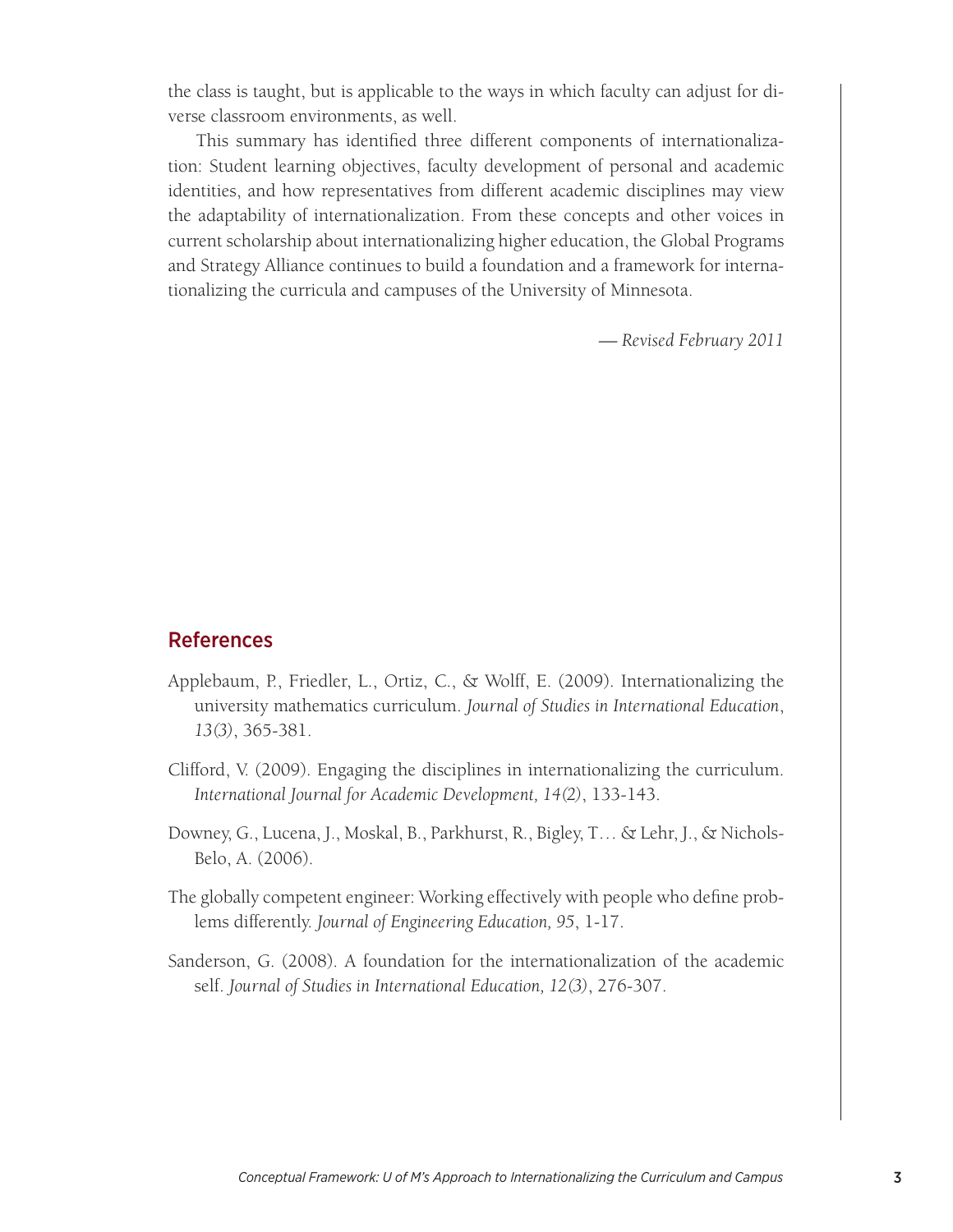the class is taught, but is applicable to the ways in which faculty can adjust for diverse classroom environments, as well.

This summary has identified three different components of internationalization: Student learning objectives, faculty development of personal and academic identities, and how representatives from different academic disciplines may view the adaptability of internationalization. From these concepts and other voices in current scholarship about internationalizing higher education, the Global Programs and Strategy Alliance continues to build a foundation and a framework for internationalizing the curricula and campuses of the University of Minnesota.

*— Revised February 2011*

## References

Applebaum, P., Friedler, L., Ortiz, C., & Wolff, E. (2009). Internationalizing the university mathematics curriculum. *Journal of Studies in International Education*, *13(3)*, 365-381.

Clifford, V. (2009). Engaging the disciplines in internationalizing the curriculum. *International Journal for Academic Development, 14(2)*, 133-143.

Downey, G., Lucena, J., Moskal, B., Parkhurst, R., Bigley, T… & Lehr, J., & Nichols-Belo, A. (2006).

The globally competent engineer: Working effectively with people who define problems differently. *Journal of Engineering Education, 95*, 1-17.

Sanderson, G. (2008). A foundation for the internationalization of the academic self. *Journal of Studies in International Education, 12(3)*, 276-307.